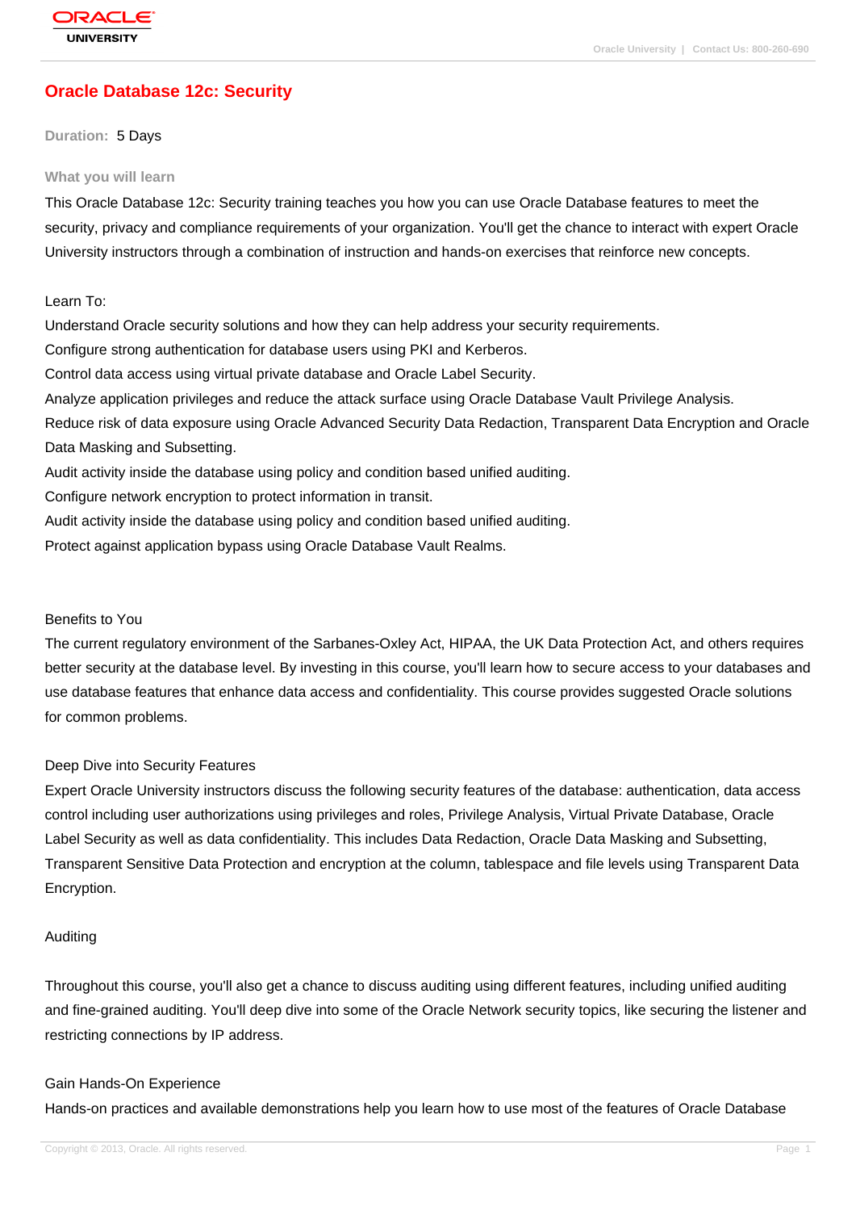# Oracle Database 12c: Security

**Duration:** 5 Days

### What you will learn

This Oracle Database 12c: Security training teaches you how you can use Oracle Database features to meet the security, privacy and compliance requirements of your organization. You'll get the chance to interact with expert Oracle University instructors through a combination of instruction and hands-on exercises that reinforce new concepts.

Learn To:

Understand Oracle security solutions and how they can help address your security requirements.
Configure strong authentication for database users using PKI and Kerberos.
Control data access using virtual private database and Oracle Label Security.
Analyze application privileges and reduce the attack surface using Oracle Database Vault Privilege Analysis.
Reduce risk of data exposure using Oracle Advanced Security Data Redaction, Transparent Data Encryption and Oracle Data Masking and Subsetting.
Audit activity inside the database using policy and condition based unified auditing.
Configure network encryption to protect information in transit.
Audit activity inside the database using policy and condition based unified auditing.
Protect against application bypass using Oracle Database Vault Realms.

Benefits to You

The current regulatory environment of the Sarbanes-Oxley Act, HIPAA, the UK Data Protection Act, and others requires better security at the database level. By investing in this course, you'll learn how to secure access to your databases and use database features that enhance data access and confidentiality. This course provides suggested Oracle solutions for common problems.

Deep Dive into Security Features

Expert Oracle University instructors discuss the following security features of the database: authentication, data access control including user authorizations using privileges and roles, Privilege Analysis, Virtual Private Database, Oracle Label Security as well as data confidentiality. This includes Data Redaction, Oracle Data Masking and Subsetting, Transparent Sensitive Data Protection and encryption at the column, tablespace and file levels using Transparent Data Encryption.

Auditing

Throughout this course, you'll also get a chance to discuss auditing using different features, including unified auditing and fine-grained auditing. You'll deep dive into some of the Oracle Network security topics, like securing the listener and restricting connections by IP address.

Gain Hands-On Experience

Hands-on practices and available demonstrations help you learn how to use most of the features of Oracle Database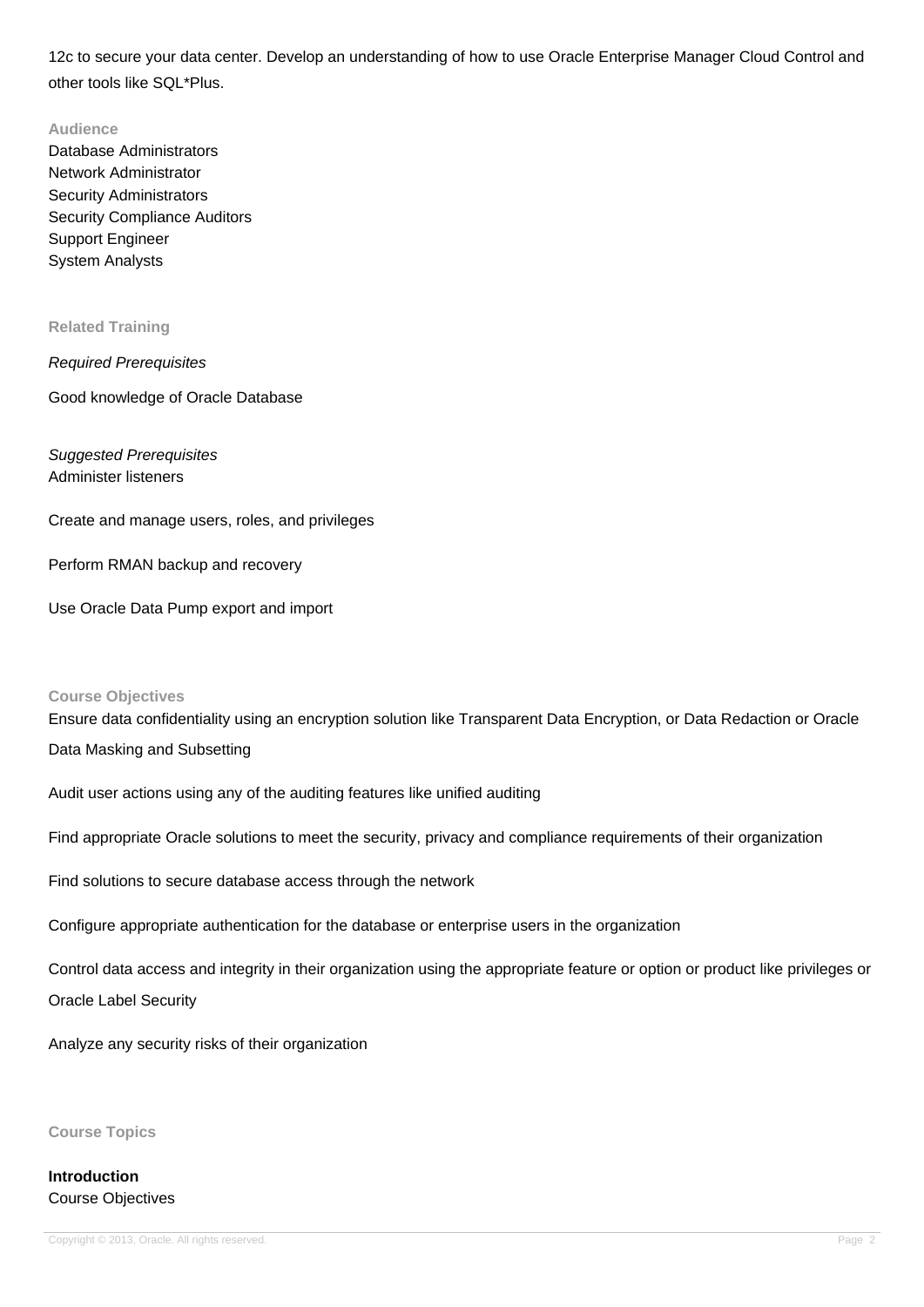12c to secure your data center. Develop an understanding of how to use Oracle Enterprise Manager Cloud Control and other tools like SQL*Plus.

### Audience

Database Administrators
Network Administrator
Security Administrators
Security Compliance Auditors
Support Engineer
System Analysts

### Related Training

*Required Prerequisites*

Good knowledge of Oracle Database

*Suggested Prerequisites*

Administer listeners

Create and manage users, roles, and privileges

Perform RMAN backup and recovery

Use Oracle Data Pump export and import

### Course Objectives

Ensure data confidentiality using an encryption solution like Transparent Data Encryption, or Data Redaction or Oracle Data Masking and Subsetting

Audit user actions using any of the auditing features like unified auditing

Find appropriate Oracle solutions to meet the security, privacy and compliance requirements of their organization

Find solutions to secure database access through the network

Configure appropriate authentication for the database or enterprise users in the organization

Control data access and integrity in their organization using the appropriate feature or option or product like privileges or Oracle Label Security

Analyze any security risks of their organization

### Course Topics

**Introduction**

Course Objectives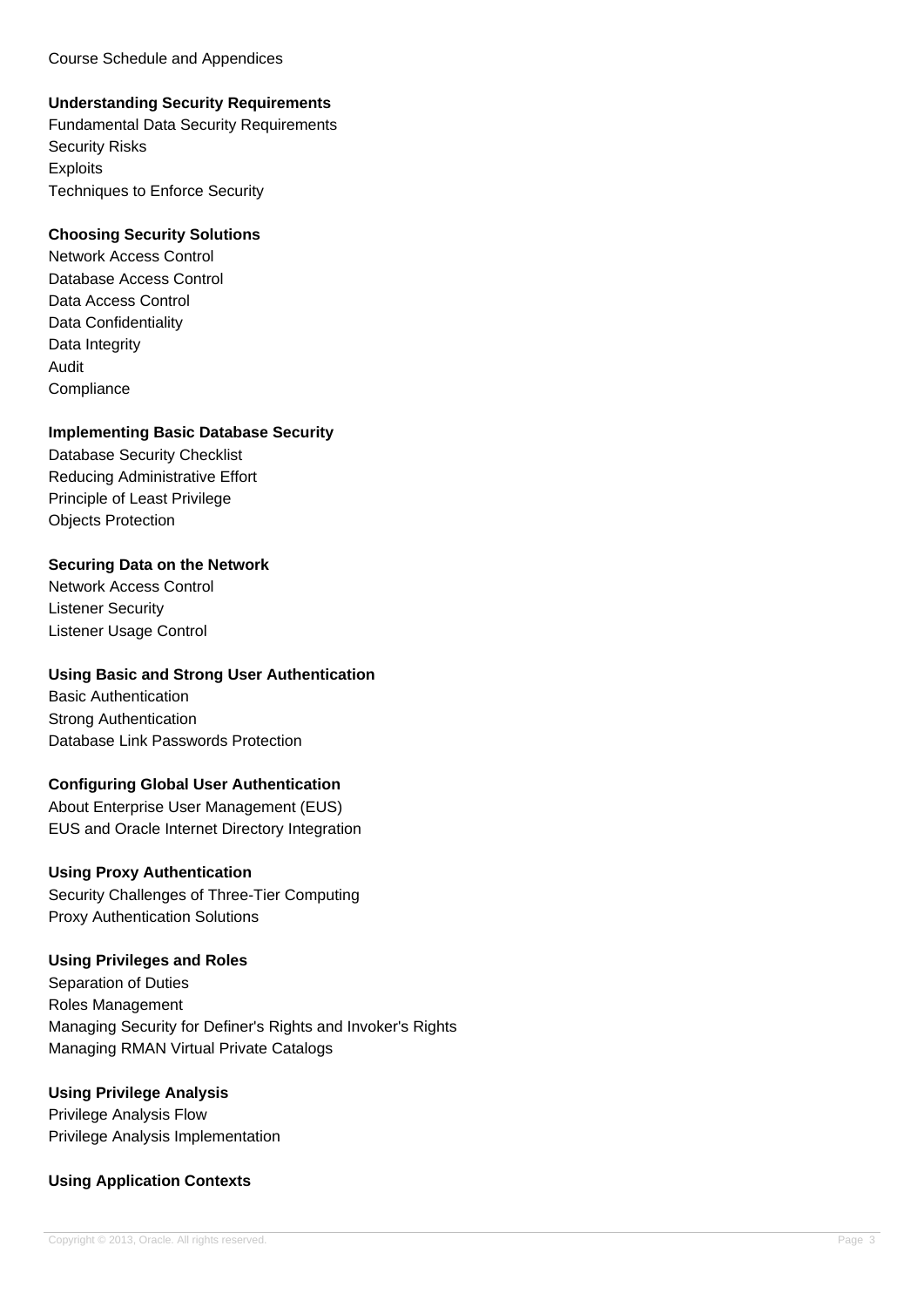Course Schedule and Appendices

**Understanding Security Requirements**

Fundamental Data Security Requirements
Security Risks
Exploits
Techniques to Enforce Security

**Choosing Security Solutions**

Network Access Control
Database Access Control
Data Access Control
Data Confidentiality
Data Integrity
Audit
Compliance

**Implementing Basic Database Security**

Database Security Checklist
Reducing Administrative Effort
Principle of Least Privilege
Objects Protection

**Securing Data on the Network**

Network Access Control
Listener Security
Listener Usage Control

**Using Basic and Strong User Authentication**

Basic Authentication
Strong Authentication
Database Link Passwords Protection

**Configuring Global User Authentication**

About Enterprise User Management (EUS)
EUS and Oracle Internet Directory Integration

**Using Proxy Authentication**

Security Challenges of Three-Tier Computing
Proxy Authentication Solutions

**Using Privileges and Roles**

Separation of Duties
Roles Management
Managing Security for Definer's Rights and Invoker's Rights
Managing RMAN Virtual Private Catalogs

**Using Privilege Analysis**

Privilege Analysis Flow
Privilege Analysis Implementation

**Using Application Contexts**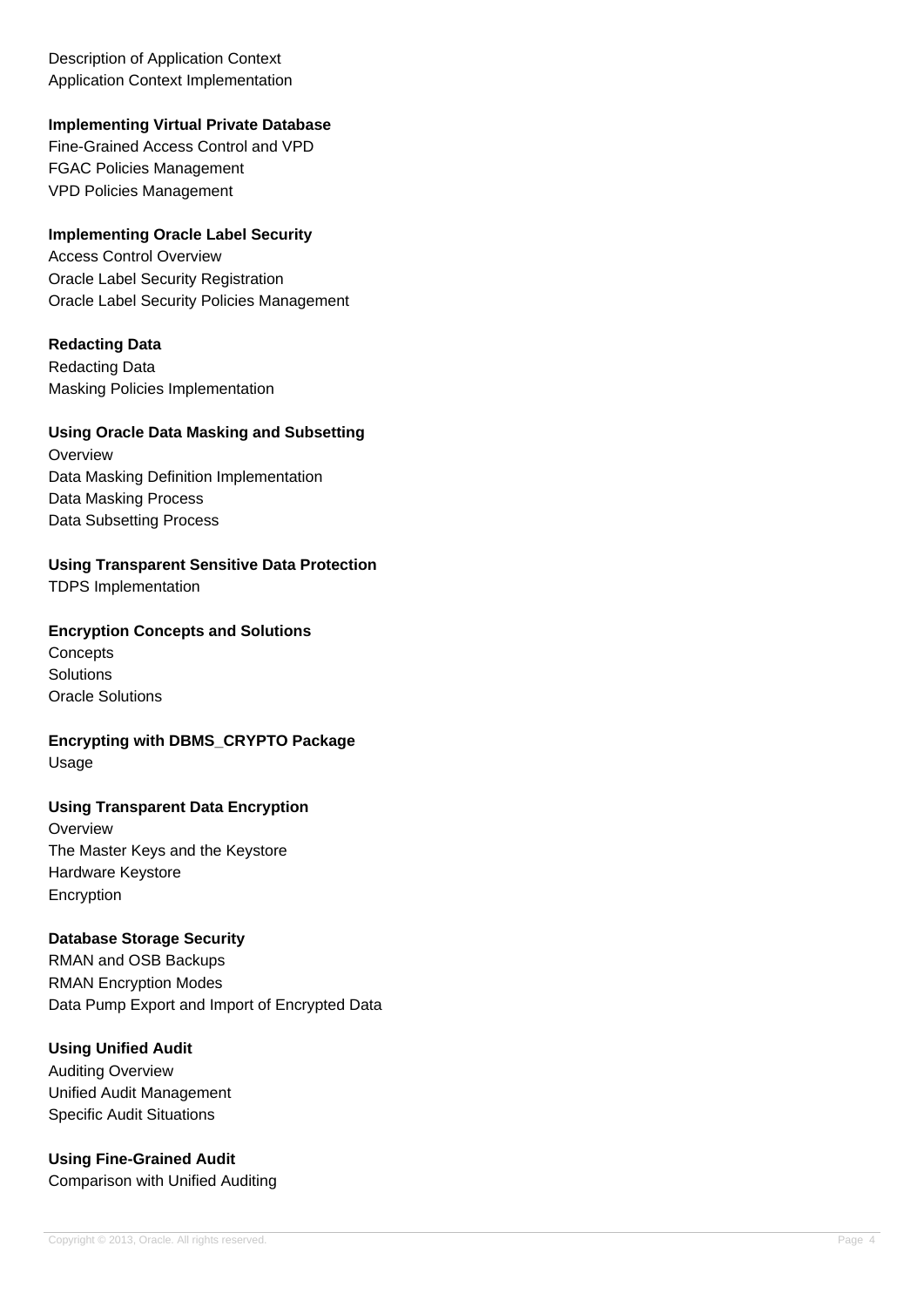Description of Application Context
Application Context Implementation

**Implementing Virtual Private Database**
Fine-Grained Access Control and VPD
FGAC Policies Management
VPD Policies Management

**Implementing Oracle Label Security**
Access Control Overview
Oracle Label Security Registration
Oracle Label Security Policies Management

**Redacting Data**
Redacting Data
Masking Policies Implementation

**Using Oracle Data Masking and Subsetting**
Overview
Data Masking Definition Implementation
Data Masking Process
Data Subsetting Process

**Using Transparent Sensitive Data Protection**
TDPS Implementation

**Encryption Concepts and Solutions**
Concepts
Solutions
Oracle Solutions

**Encrypting with DBMS_CRYPTO Package**
Usage

**Using Transparent Data Encryption**
Overview
The Master Keys and the Keystore
Hardware Keystore
Encryption

**Database Storage Security**
RMAN and OSB Backups
RMAN Encryption Modes
Data Pump Export and Import of Encrypted Data

**Using Unified Audit**
Auditing Overview
Unified Audit Management
Specific Audit Situations

**Using Fine-Grained Audit**
Comparison with Unified Auditing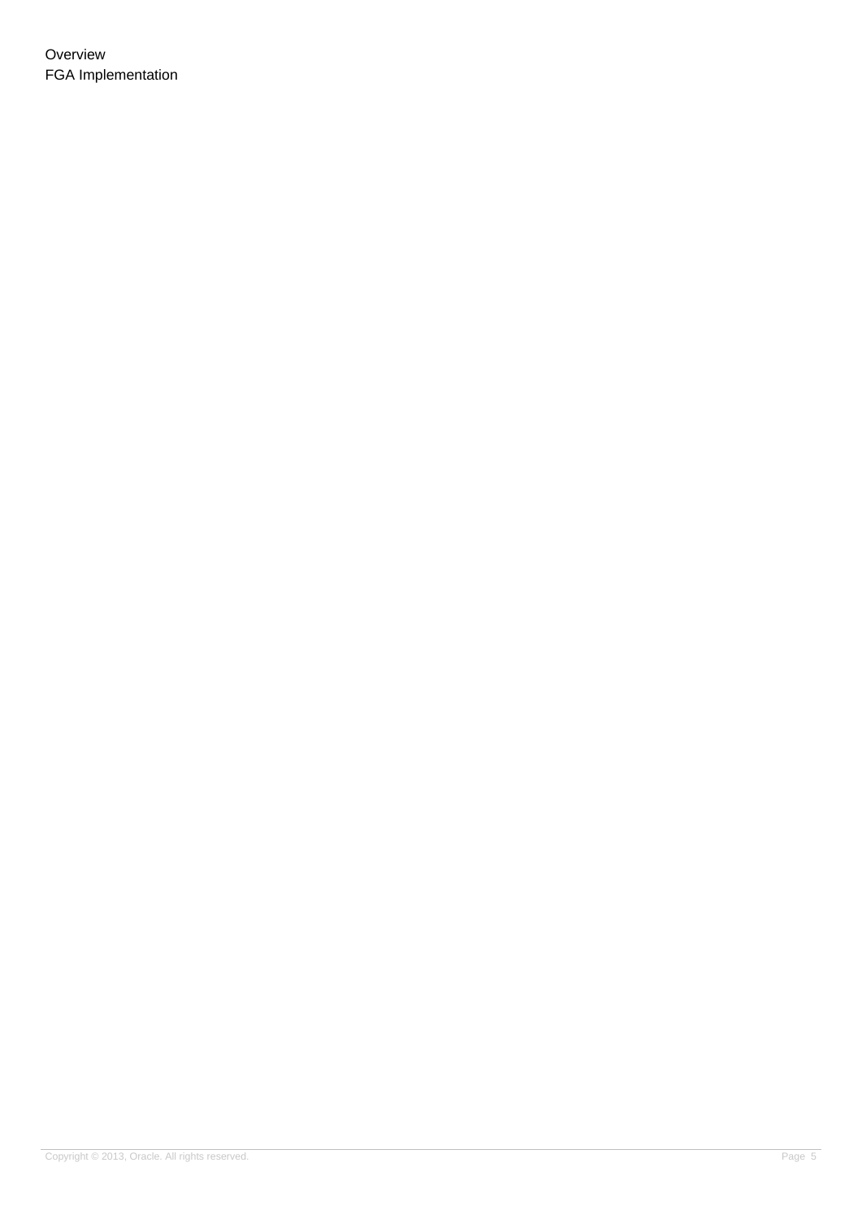Overview
FGA Implementation